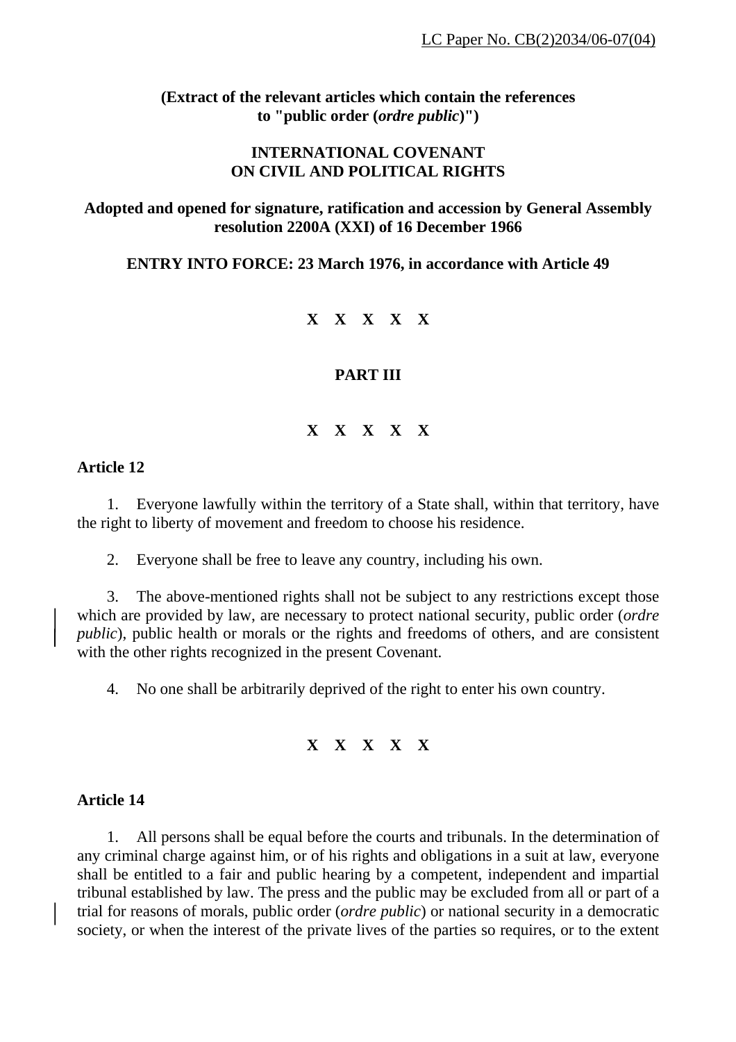LC Paper No. CB(2)2034/06-07(04)

**(Extract of the relevant articles which contain the references to "public order (*ordre public*)")**

# INTERNATIONAL COVENANT ON CIVIL AND POLITICAL RIGHTS

**Adopted and opened for signature, ratification and accession by General Assembly resolution 2200A (XXI) of 16 December 1966**

**ENTRY INTO FORCE: 23 March 1976, in accordance with Article 49**

**X X X X X**

## PART III

**X X X X X**

### Article 12

1. Everyone lawfully within the territory of a State shall, within that territory, have the right to liberty of movement and freedom to choose his residence.

2. Everyone shall be free to leave any country, including his own.

3. The above-mentioned rights shall not be subject to any restrictions except those which are provided by law, are necessary to protect national security, public order (*ordre public*), public health or morals or the rights and freedoms of others, and are consistent with the other rights recognized in the present Covenant.

4. No one shall be arbitrarily deprived of the right to enter his own country.

**X X X X X**

### Article 14

1. All persons shall be equal before the courts and tribunals. In the determination of any criminal charge against him, or of his rights and obligations in a suit at law, everyone shall be entitled to a fair and public hearing by a competent, independent and impartial tribunal established by law. The press and the public may be excluded from all or part of a trial for reasons of morals, public order (*ordre public*) or national security in a democratic society, or when the interest of the private lives of the parties so requires, or to the extent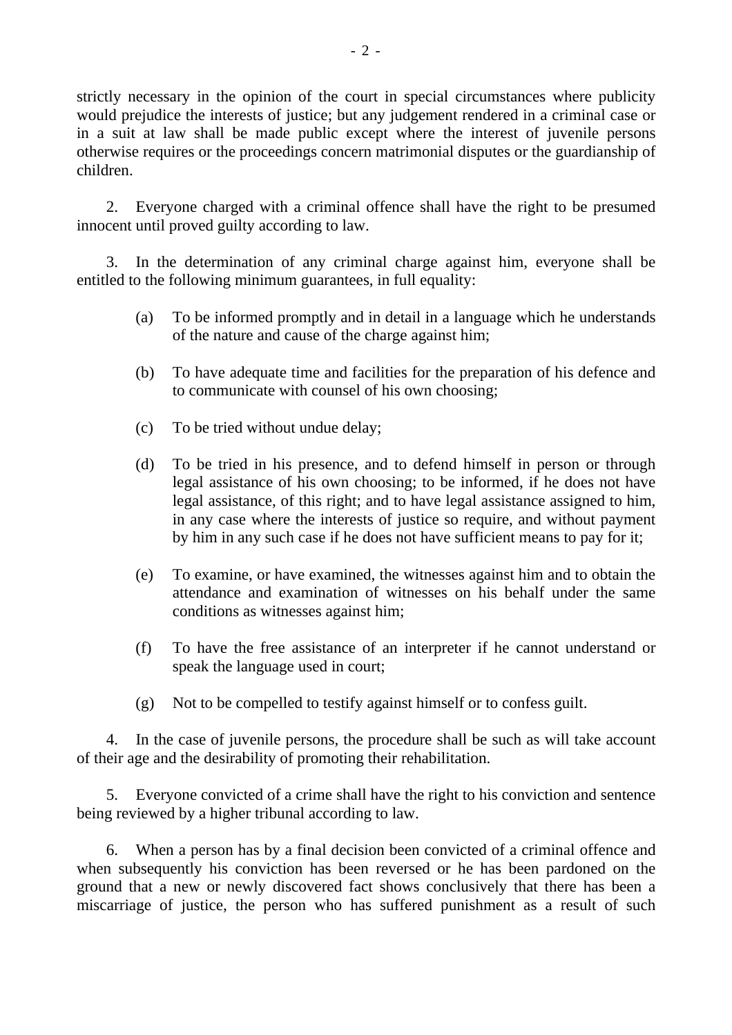strictly necessary in the opinion of the court in special circumstances where publicity would prejudice the interests of justice; but any judgement rendered in a criminal case or in a suit at law shall be made public except where the interest of juvenile persons otherwise requires or the proceedings concern matrimonial disputes or the guardianship of children.

2. Everyone charged with a criminal offence shall have the right to be presumed innocent until proved guilty according to law.

3. In the determination of any criminal charge against him, everyone shall be entitled to the following minimum guarantees, in full equality:

(a) To be informed promptly and in detail in a language which he understands of the nature and cause of the charge against him;

(b) To have adequate time and facilities for the preparation of his defence and to communicate with counsel of his own choosing;

(c) To be tried without undue delay;

(d) To be tried in his presence, and to defend himself in person or through legal assistance of his own choosing; to be informed, if he does not have legal assistance, of this right; and to have legal assistance assigned to him, in any case where the interests of justice so require, and without payment by him in any such case if he does not have sufficient means to pay for it;

(e) To examine, or have examined, the witnesses against him and to obtain the attendance and examination of witnesses on his behalf under the same conditions as witnesses against him;

(f) To have the free assistance of an interpreter if he cannot understand or speak the language used in court;

(g) Not to be compelled to testify against himself or to confess guilt.

4. In the case of juvenile persons, the procedure shall be such as will take account of their age and the desirability of promoting their rehabilitation.

5. Everyone convicted of a crime shall have the right to his conviction and sentence being reviewed by a higher tribunal according to law.

6. When a person has by a final decision been convicted of a criminal offence and when subsequently his conviction has been reversed or he has been pardoned on the ground that a new or newly discovered fact shows conclusively that there has been a miscarriage of justice, the person who has suffered punishment as a result of such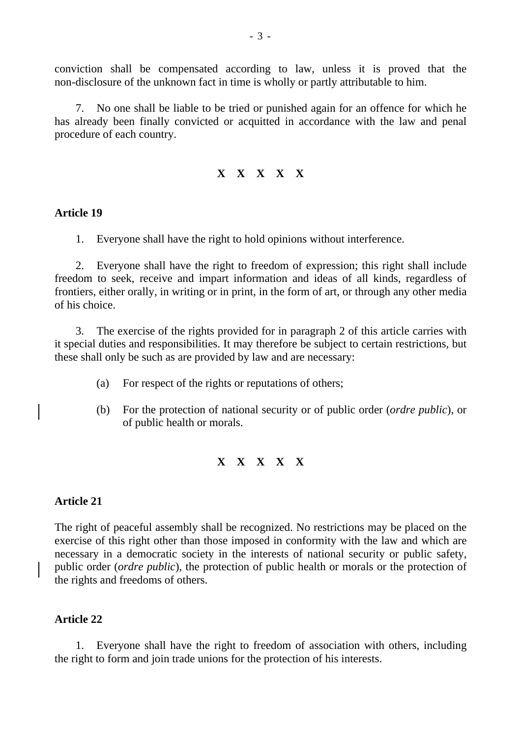conviction shall be compensated according to law, unless it is proved that the non-disclosure of the unknown fact in time is wholly or partly attributable to him.

7. No one shall be liable to be tried or punished again for an offence for which he has already been finally convicted or acquitted in accordance with the law and penal procedure of each country.

**X X X X X**

**Article 19**

1. Everyone shall have the right to hold opinions without interference.

2. Everyone shall have the right to freedom of expression; this right shall include freedom to seek, receive and impart information and ideas of all kinds, regardless of frontiers, either orally, in writing or in print, in the form of art, or through any other media of his choice.

3. The exercise of the rights provided for in paragraph 2 of this article carries with it special duties and responsibilities. It may therefore be subject to certain restrictions, but these shall only be such as are provided by law and are necessary:

(a) For respect of the rights or reputations of others;

(b) For the protection of national security or of public order (*ordre public*), or of public health or morals.

**X X X X X**

**Article 21**

The right of peaceful assembly shall be recognized. No restrictions may be placed on the exercise of this right other than those imposed in conformity with the law and which are necessary in a democratic society in the interests of national security or public safety, public order (*ordre public*), the protection of public health or morals or the protection of the rights and freedoms of others.

**Article 22**

1. Everyone shall have the right to freedom of association with others, including the right to form and join trade unions for the protection of his interests.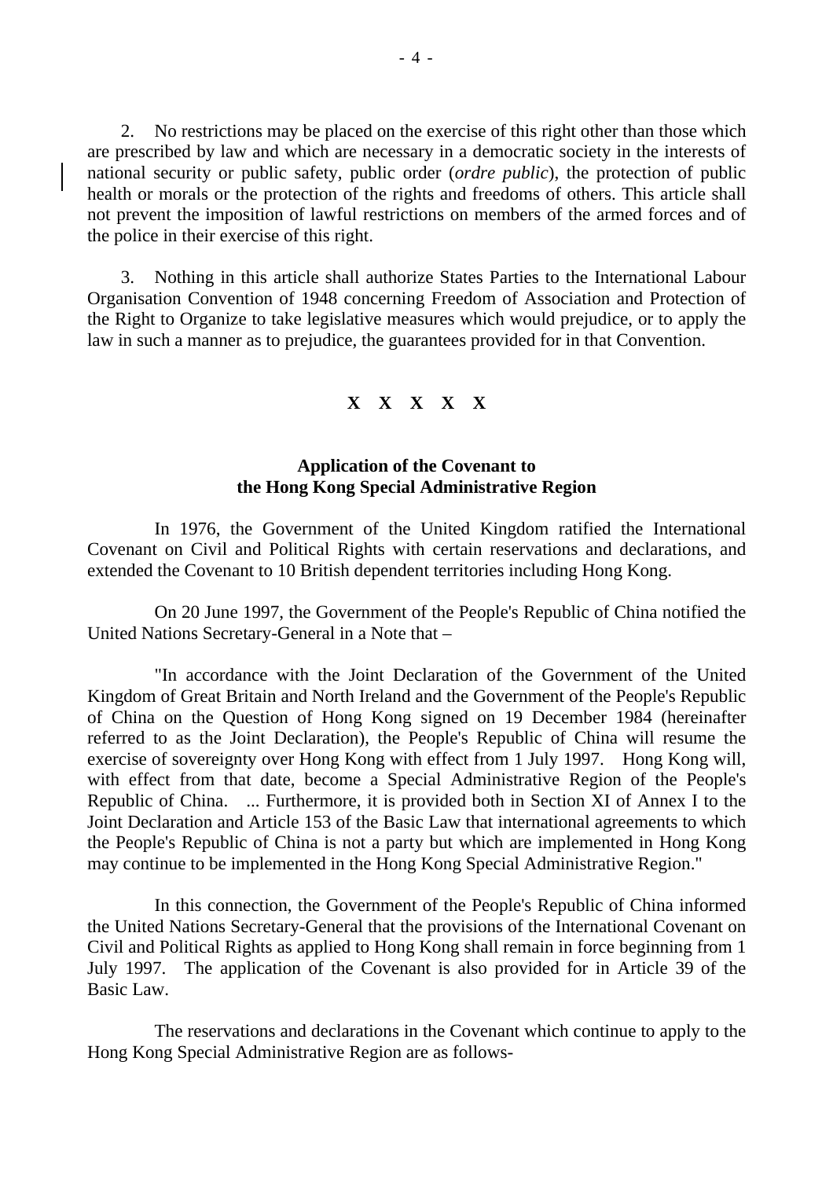2. No restrictions may be placed on the exercise of this right other than those which are prescribed by law and which are necessary in a democratic society in the interests of national security or public safety, public order (*ordre public*), the protection of public health or morals or the protection of the rights and freedoms of others. This article shall not prevent the imposition of lawful restrictions on members of the armed forces and of the police in their exercise of this right.

3. Nothing in this article shall authorize States Parties to the International Labour Organisation Convention of 1948 concerning Freedom of Association and Protection of the Right to Organize to take legislative measures which would prejudice, or to apply the law in such a manner as to prejudice, the guarantees provided for in that Convention.

**X X X X X**

**Application of the Covenant to the Hong Kong Special Administrative Region**

In 1976, the Government of the United Kingdom ratified the International Covenant on Civil and Political Rights with certain reservations and declarations, and extended the Covenant to 10 British dependent territories including Hong Kong.

On 20 June 1997, the Government of the People's Republic of China notified the United Nations Secretary-General in a Note that –

"In accordance with the Joint Declaration of the Government of the United Kingdom of Great Britain and North Ireland and the Government of the People's Republic of China on the Question of Hong Kong signed on 19 December 1984 (hereinafter referred to as the Joint Declaration), the People's Republic of China will resume the exercise of sovereignty over Hong Kong with effect from 1 July 1997. Hong Kong will, with effect from that date, become a Special Administrative Region of the People's Republic of China. ... Furthermore, it is provided both in Section XI of Annex I to the Joint Declaration and Article 153 of the Basic Law that international agreements to which the People's Republic of China is not a party but which are implemented in Hong Kong may continue to be implemented in the Hong Kong Special Administrative Region."

In this connection, the Government of the People's Republic of China informed the United Nations Secretary-General that the provisions of the International Covenant on Civil and Political Rights as applied to Hong Kong shall remain in force beginning from 1 July 1997. The application of the Covenant is also provided for in Article 39 of the Basic Law.

The reservations and declarations in the Covenant which continue to apply to the Hong Kong Special Administrative Region are as follows-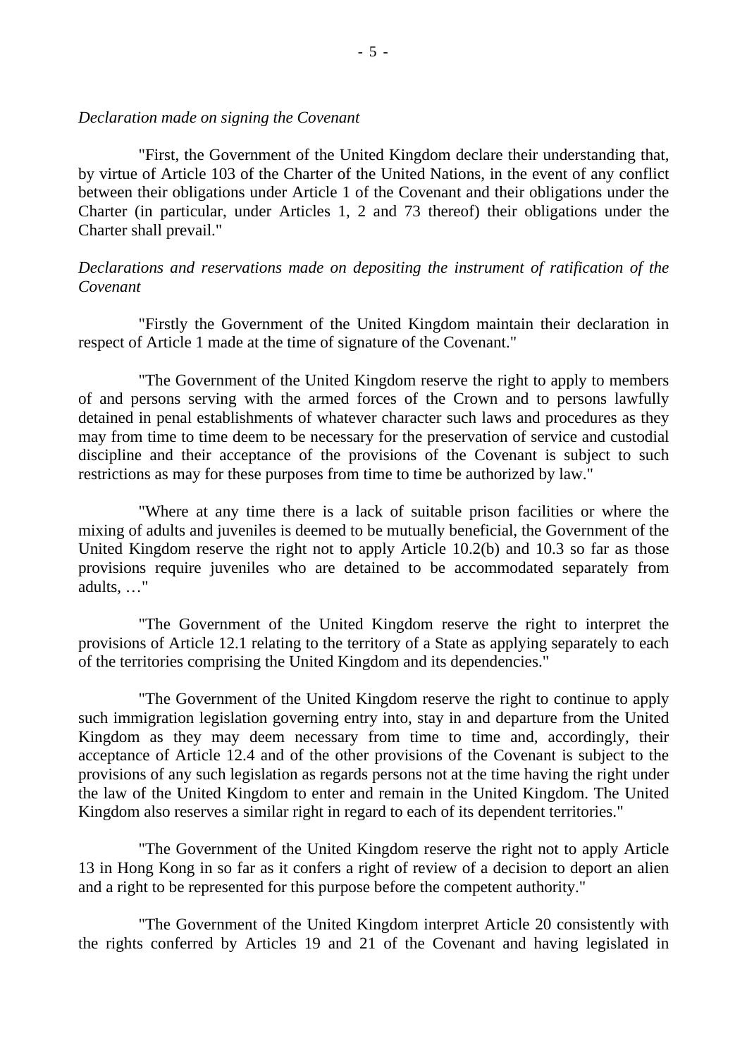*Declaration made on signing the Covenant*

"First, the Government of the United Kingdom declare their understanding that, by virtue of Article 103 of the Charter of the United Nations, in the event of any conflict between their obligations under Article 1 of the Covenant and their obligations under the Charter (in particular, under Articles 1, 2 and 73 thereof) their obligations under the Charter shall prevail."

*Declarations and reservations made on depositing the instrument of ratification of the Covenant*

"Firstly the Government of the United Kingdom maintain their declaration in respect of Article 1 made at the time of signature of the Covenant."

"The Government of the United Kingdom reserve the right to apply to members of and persons serving with the armed forces of the Crown and to persons lawfully detained in penal establishments of whatever character such laws and procedures as they may from time to time deem to be necessary for the preservation of service and custodial discipline and their acceptance of the provisions of the Covenant is subject to such restrictions as may for these purposes from time to time be authorized by law."

"Where at any time there is a lack of suitable prison facilities or where the mixing of adults and juveniles is deemed to be mutually beneficial, the Government of the United Kingdom reserve the right not to apply Article 10.2(b) and 10.3 so far as those provisions require juveniles who are detained to be accommodated separately from adults, …"

"The Government of the United Kingdom reserve the right to interpret the provisions of Article 12.1 relating to the territory of a State as applying separately to each of the territories comprising the United Kingdom and its dependencies."

"The Government of the United Kingdom reserve the right to continue to apply such immigration legislation governing entry into, stay in and departure from the United Kingdom as they may deem necessary from time to time and, accordingly, their acceptance of Article 12.4 and of the other provisions of the Covenant is subject to the provisions of any such legislation as regards persons not at the time having the right under the law of the United Kingdom to enter and remain in the United Kingdom. The United Kingdom also reserves a similar right in regard to each of its dependent territories."

"The Government of the United Kingdom reserve the right not to apply Article 13 in Hong Kong in so far as it confers a right of review of a decision to deport an alien and a right to be represented for this purpose before the competent authority."

"The Government of the United Kingdom interpret Article 20 consistently with the rights conferred by Articles 19 and 21 of the Covenant and having legislated in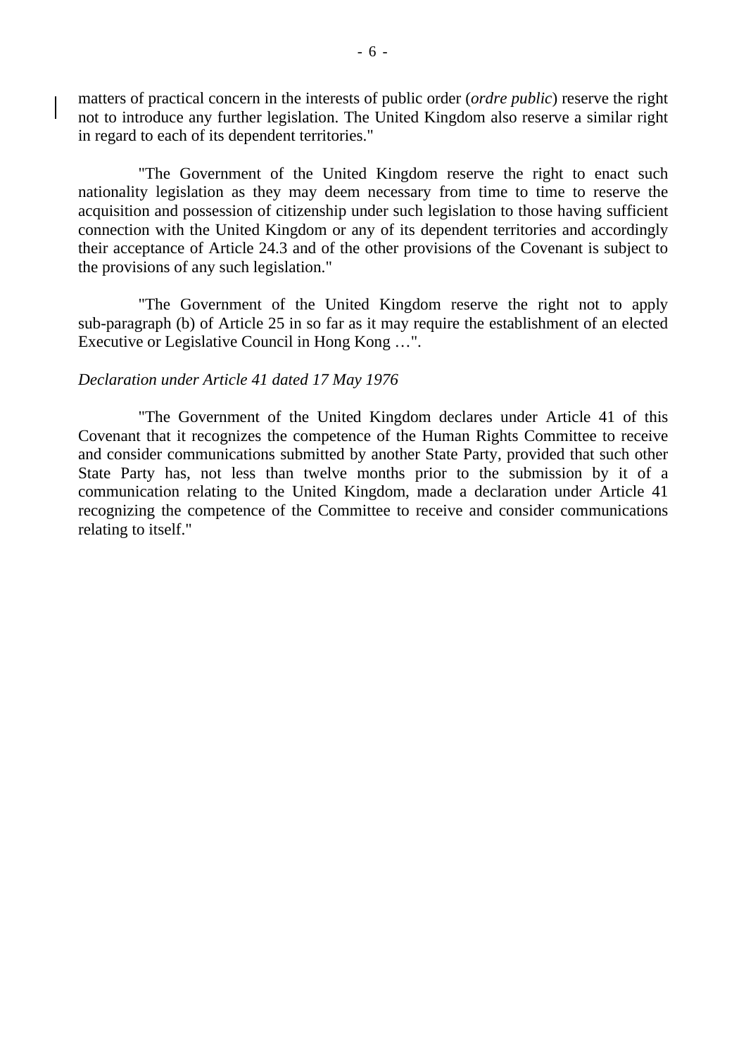matters of practical concern in the interests of public order (*ordre public*) reserve the right not to introduce any further legislation. The United Kingdom also reserve a similar right in regard to each of its dependent territories."

"The Government of the United Kingdom reserve the right to enact such nationality legislation as they may deem necessary from time to time to reserve the acquisition and possession of citizenship under such legislation to those having sufficient connection with the United Kingdom or any of its dependent territories and accordingly their acceptance of Article 24.3 and of the other provisions of the Covenant is subject to the provisions of any such legislation."

"The Government of the United Kingdom reserve the right not to apply sub-paragraph (b) of Article 25 in so far as it may require the establishment of an elected Executive or Legislative Council in Hong Kong …".

*Declaration under Article 41 dated 17 May 1976*

"The Government of the United Kingdom declares under Article 41 of this Covenant that it recognizes the competence of the Human Rights Committee to receive and consider communications submitted by another State Party, provided that such other State Party has, not less than twelve months prior to the submission by it of a communication relating to the United Kingdom, made a declaration under Article 41 recognizing the competence of the Committee to receive and consider communications relating to itself."